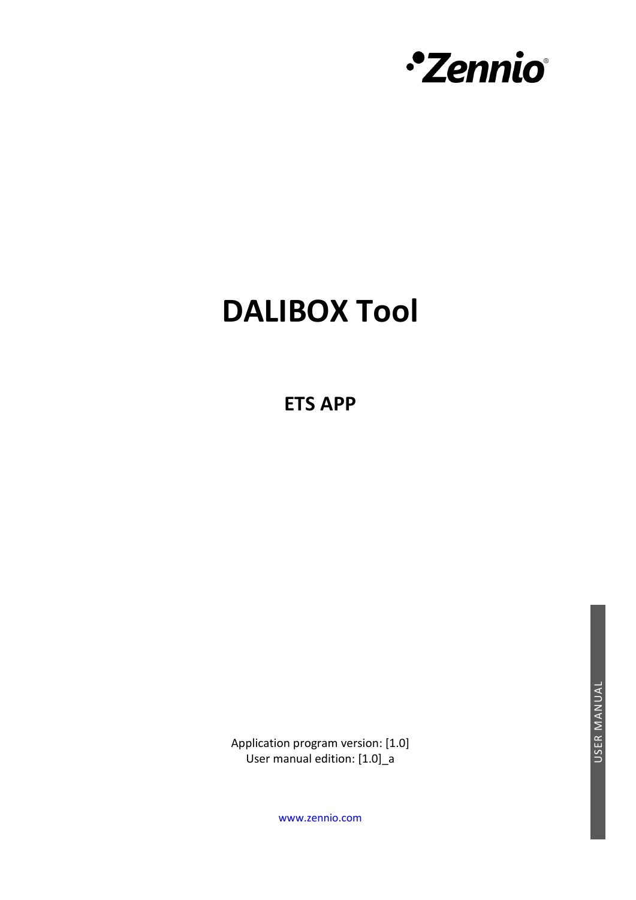•Zennio®

# DALIBOX Tool

## ETS APP

Application program version: [1.0]
User manual edition: [1.0]_a

www.zennio.com

USER MANUAL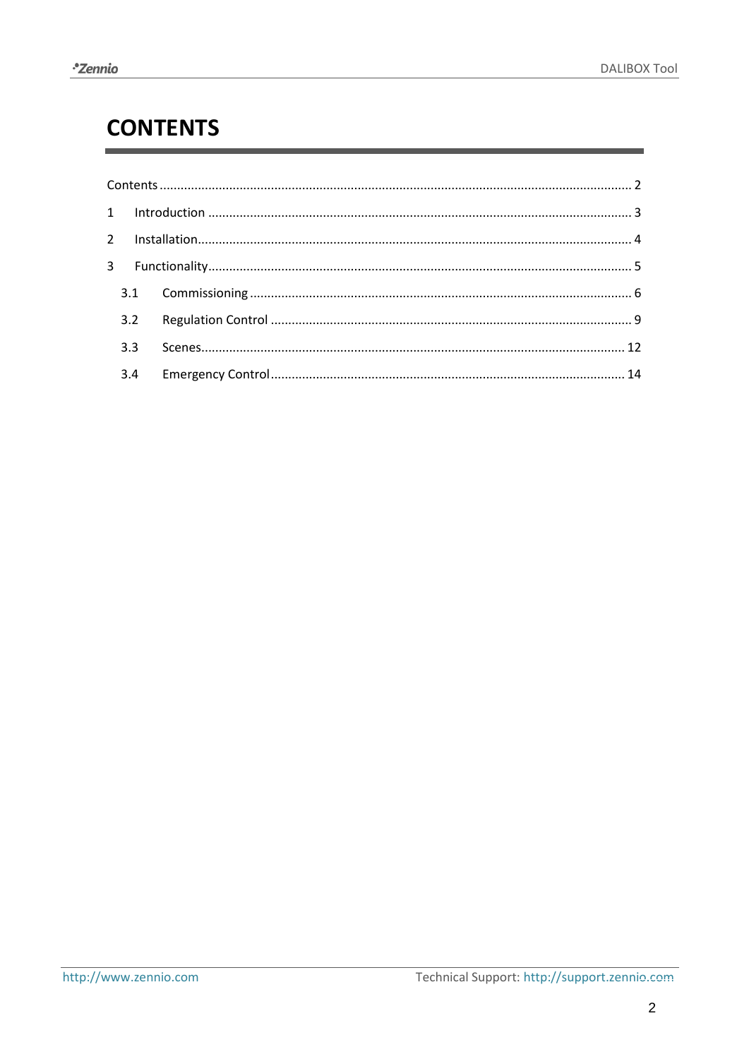# CONTENTS

Contents ........................................................................................................................................ 2

1 Introduction ......................................................................................................................... 3

2 Installation............................................................................................................................ 4

3 Functionality......................................................................................................................... 5

3.1 Commissioning .............................................................................................................. 6

3.2 Regulation Control ........................................................................................................ 9

3.3 Scenes........................................................................................................................... 12

3.4 Emergency Control ...................................................................................................... 14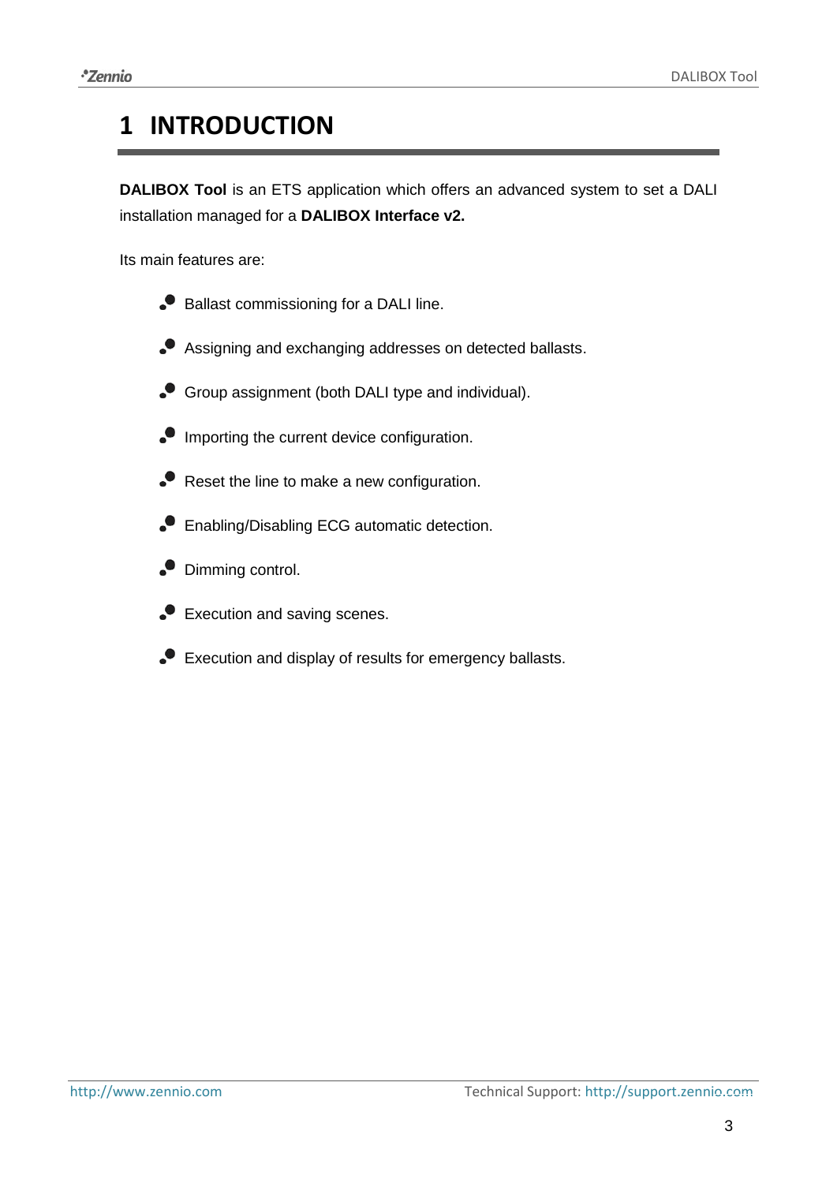# 1 INTRODUCTION

**DALIBOX Tool** is an ETS application which offers an advanced system to set a DALI installation managed for a **DALIBOX Interface v2.**

Its main features are:

- Ballast commissioning for a DALI line.
- Assigning and exchanging addresses on detected ballasts.
- Group assignment (both DALI type and individual).
- Importing the current device configuration.
- Reset the line to make a new configuration.
- Enabling/Disabling ECG automatic detection.
- Dimming control.
- Execution and saving scenes.
- Execution and display of results for emergency ballasts.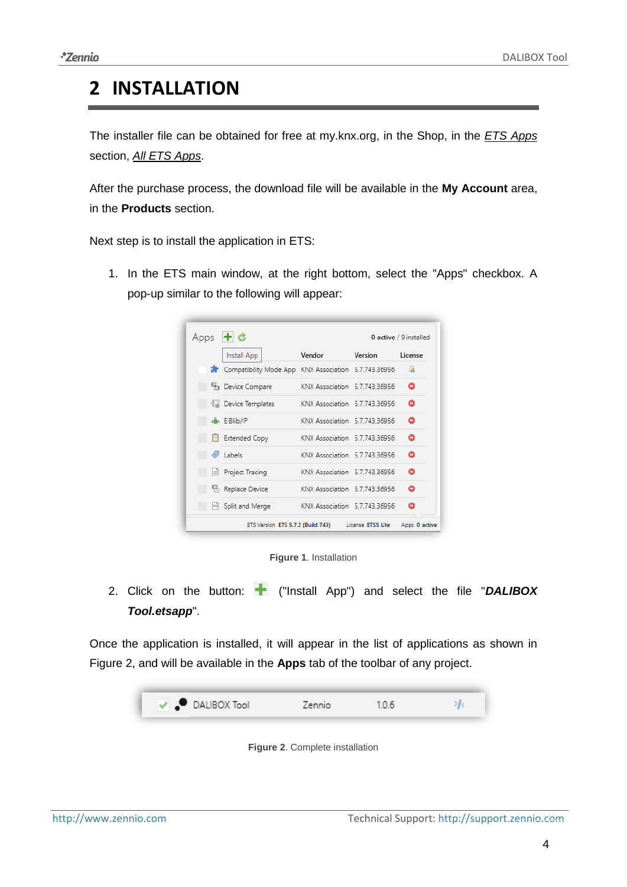# 2 INSTALLATION

The installer file can be obtained for free at my.knx.org, in the Shop, in the *ETS Apps* section, *All ETS Apps*.

After the purchase process, the download file will be available in the **My Account** area, in the **Products** section.

Next step is to install the application in ETS:

1. In the ETS main window, at the right bottom, select the "Apps" checkbox. A pop-up similar to the following will appear:

**Figure 1**. Installation

2. Click on the button: ➕ ("Install App") and select the file "***DALIBOX Tool.etsapp***".

Once the application is installed, it will appear in the list of applications as shown in Figure 2, and will be available in the **Apps** tab of the toolbar of any project.

**Figure 2**. Complete installation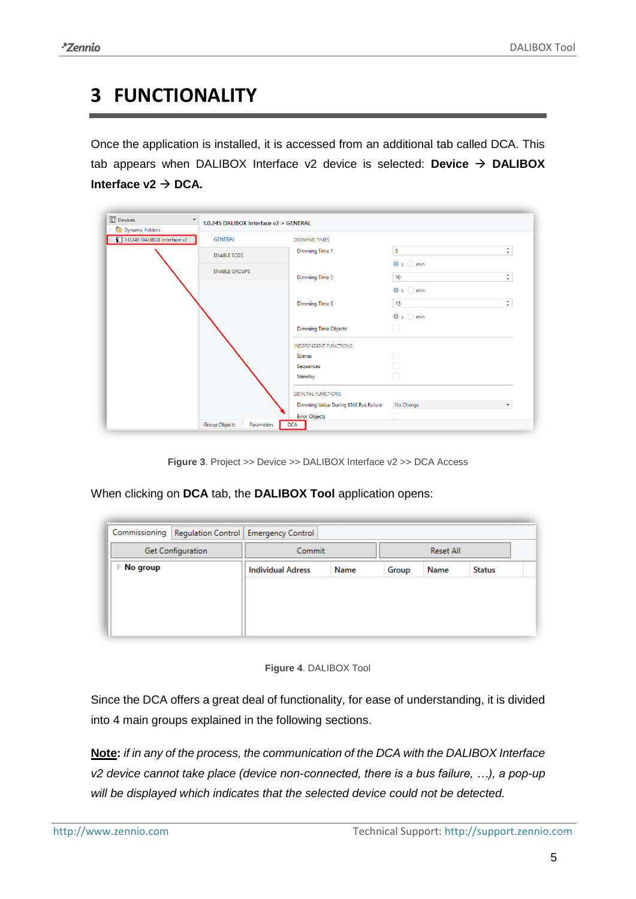# 3 FUNCTIONALITY

Once the application is installed, it is accessed from an additional tab called DCA. This tab appears when DALIBOX Interface v2 device is selected: **Device → DALIBOX Interface v2 → DCA.**

**Figure 3**. Project >> Device >> DALIBOX Interface v2 >> DCA Access

When clicking on **DCA** tab, the **DALIBOX Tool** application opens:

**Figure 4**. DALIBOX Tool

Since the DCA offers a great deal of functionality, for ease of understanding, it is divided into 4 main groups explained in the following sections.

**<u>Note</u>:** *if in any of the process, the communication of the DCA with the DALIBOX Interface v2 device cannot take place (device non-connected, there is a bus failure, …), a pop-up will be displayed which indicates that the selected device could not be detected.*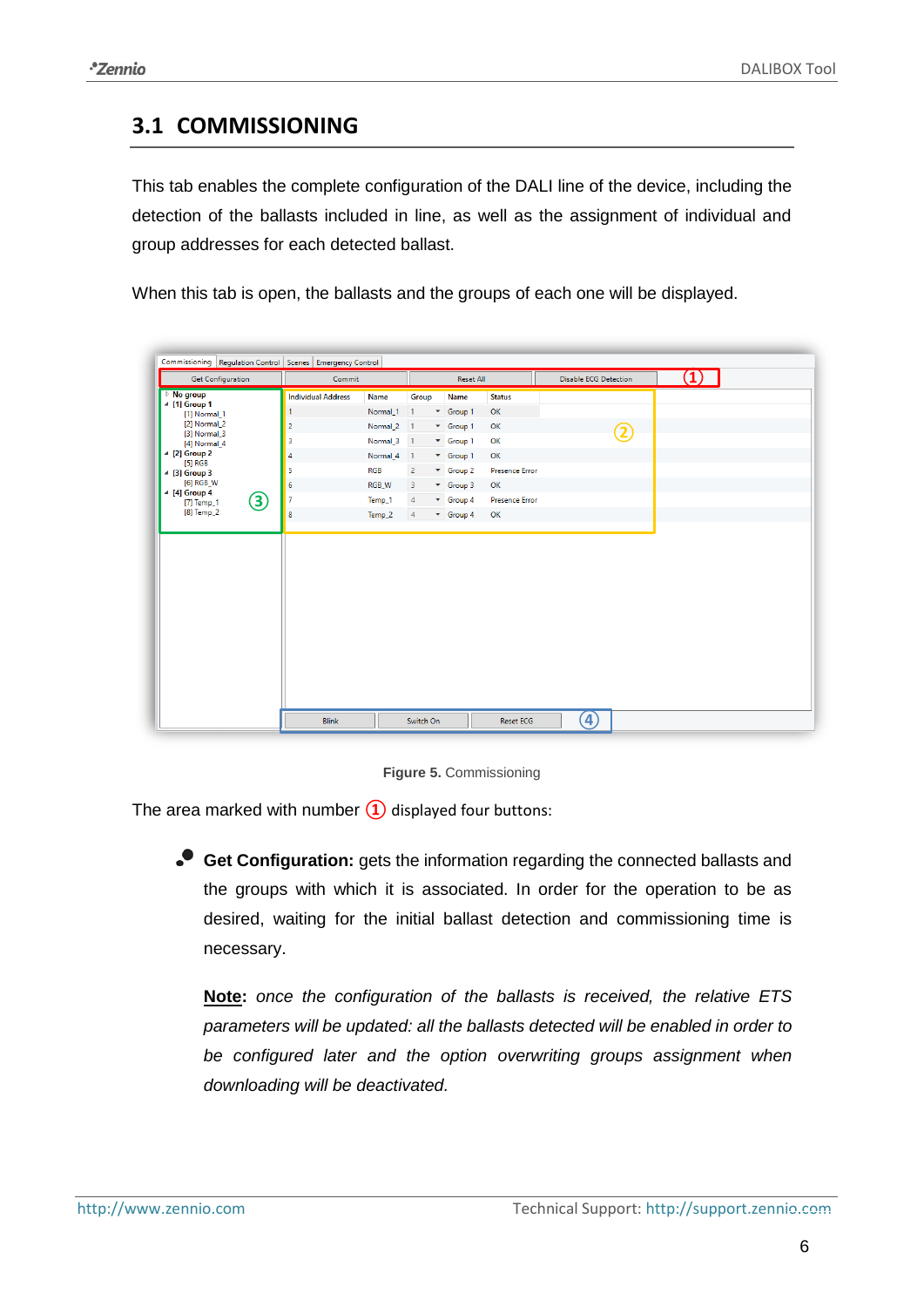## 3.1 COMMISSIONING

This tab enables the complete configuration of the DALI line of the device, including the detection of the ballasts included in line, as well as the assignment of individual and group addresses for each detected ballast.

When this tab is open, the ballasts and the groups of each one will be displayed.

**Figure 5.** Commissioning

The area marked with number ① displayed four buttons:

- **Get Configuration:** gets the information regarding the connected ballasts and the groups with which it is associated. In order for the operation to be as desired, waiting for the initial ballast detection and commissioning time is necessary.

  **Note**: *once the configuration of the ballasts is received, the relative ETS parameters will be updated: all the ballasts detected will be enabled in order to be configured later and the option overwriting groups assignment when downloading will be deactivated.*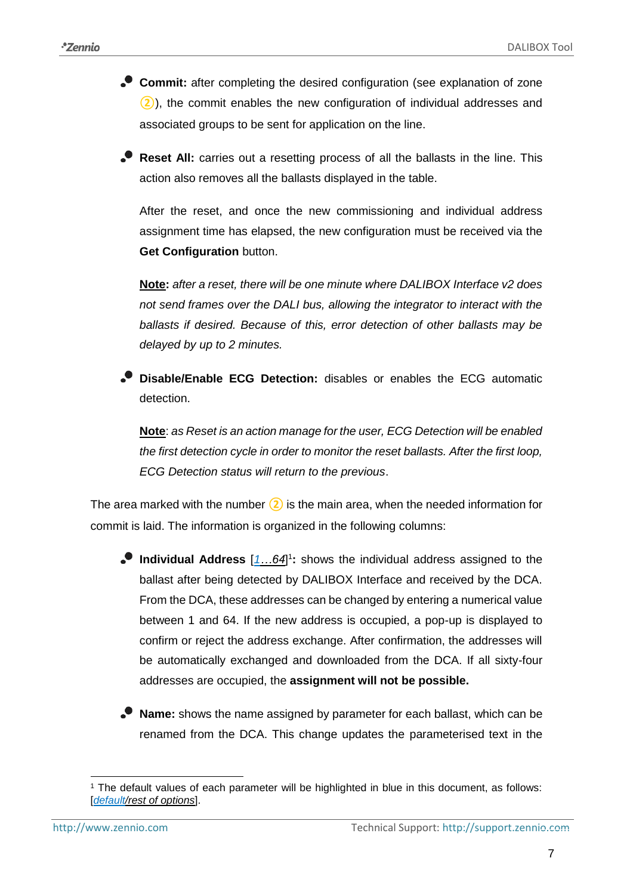- **Commit:** after completing the desired configuration (see explanation of zone ②), the commit enables the new configuration of individual addresses and associated groups to be sent for application on the line.

- **Reset All:** carries out a resetting process of all the ballasts in the line. This action also removes all the ballasts displayed in the table.

  After the reset, and once the new commissioning and individual address assignment time has elapsed, the new configuration must be received via the **Get Configuration** button.

  **Note:** *after a reset, there will be one minute where DALIBOX Interface v2 does not send frames over the DALI bus, allowing the integrator to interact with the ballasts if desired. Because of this, error detection of other ballasts may be delayed by up to 2 minutes.*

- **Disable/Enable ECG Detection:** disables or enables the ECG automatic detection.

  **Note**: *as Reset is an action manage for the user, ECG Detection will be enabled the first detection cycle in order to monitor the reset ballasts. After the first loop, ECG Detection status will return to the previous*.

The area marked with the number ② is the main area, when the needed information for commit is laid. The information is organized in the following columns:

- **Individual Address** [*1…64*][1]**:** shows the individual address assigned to the ballast after being detected by DALIBOX Interface and received by the DCA. From the DCA, these addresses can be changed by entering a numerical value between 1 and 64. If the new address is occupied, a pop-up is displayed to confirm or reject the address exchange. After confirmation, the addresses will be automatically exchanged and downloaded from the DCA. If all sixty-four addresses are occupied, the **assignment will not be possible.**

- **Name:** shows the name assigned by parameter for each ballast, which can be renamed from the DCA. This change updates the parameterised text in the

[1] The default values of each parameter will be highlighted in blue in this document, as follows: [*default/rest of options*].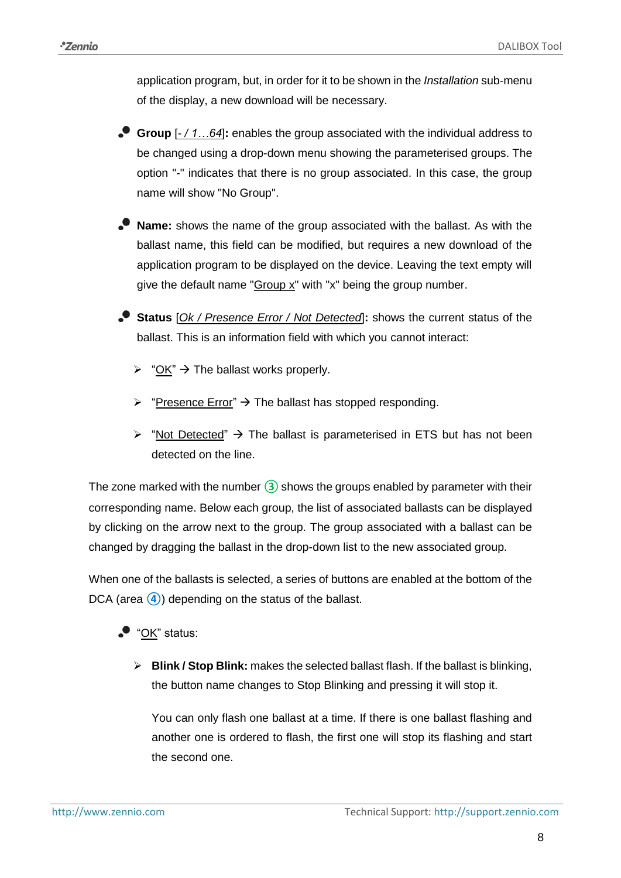application program, but, in order for it to be shown in the *Installation* sub-menu of the display, a new download will be necessary.

- **Group** [*- / 1…64*]**:** enables the group associated with the individual address to be changed using a drop-down menu showing the parameterised groups. The option "-" indicates that there is no group associated. In this case, the group name will show "No Group".

- **Name:** shows the name of the group associated with the ballast. As with the ballast name, this field can be modified, but requires a new download of the application program to be displayed on the device. Leaving the text empty will give the default name "Group x" with "x" being the group number.

- **Status** [*Ok / Presence Error / Not Detected*]**:** shows the current status of the ballast. This is an information field with which you cannot interact:
  - "OK" → The ballast works properly.
  - "Presence Error" → The ballast has stopped responding.
  - "Not Detected" → The ballast is parameterised in ETS but has not been detected on the line.

The zone marked with the number ③ shows the groups enabled by parameter with their corresponding name. Below each group, the list of associated ballasts can be displayed by clicking on the arrow next to the group. The group associated with a ballast can be changed by dragging the ballast in the drop-down list to the new associated group.

When one of the ballasts is selected, a series of buttons are enabled at the bottom of the DCA (area ④) depending on the status of the ballast.

- "OK" status:
  - **Blink / Stop Blink:** makes the selected ballast flash. If the ballast is blinking, the button name changes to Stop Blinking and pressing it will stop it.

    You can only flash one ballast at a time. If there is one ballast flashing and another one is ordered to flash, the first one will stop its flashing and start the second one.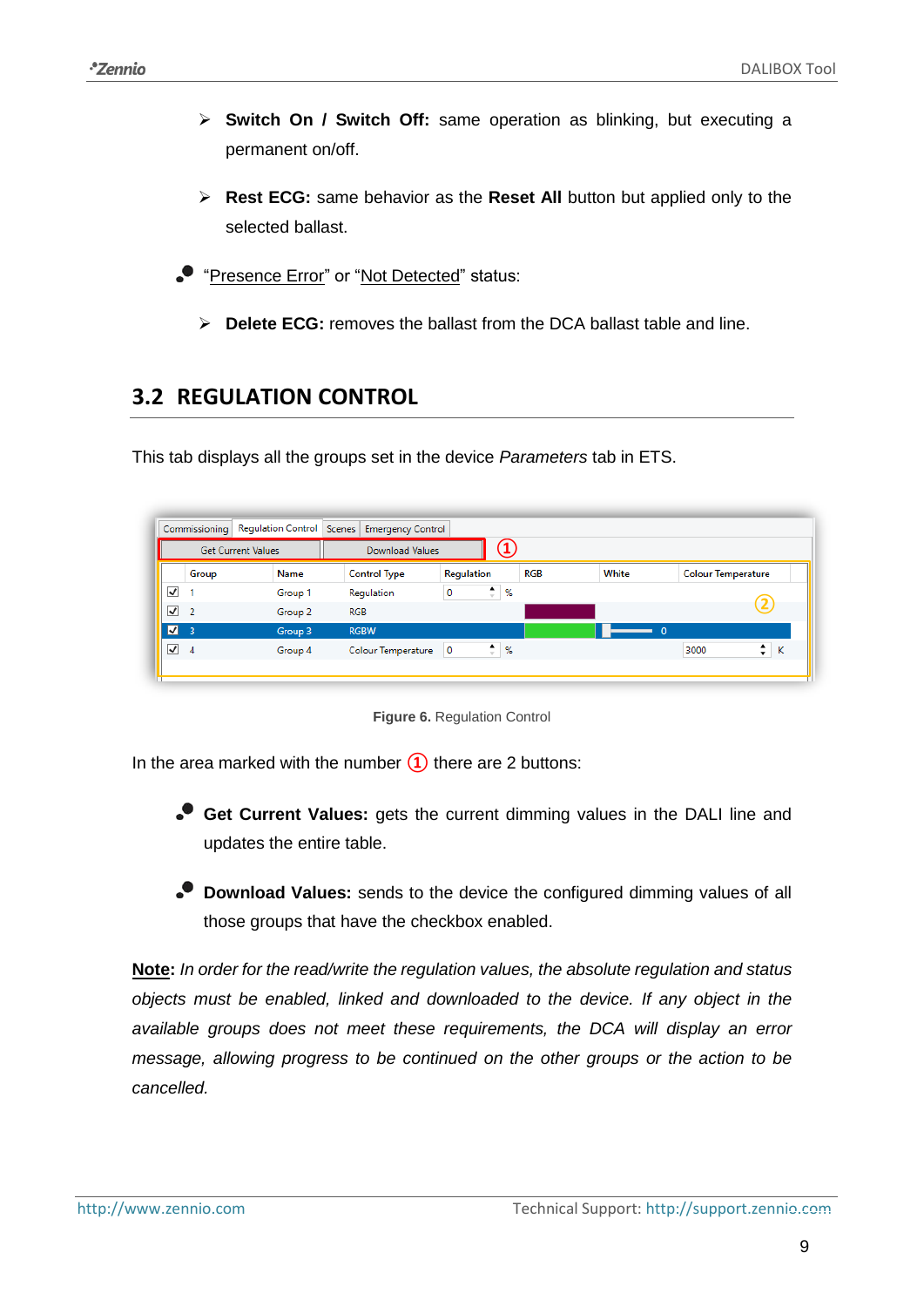- **Switch On / Switch Off:** same operation as blinking, but executing a permanent on/off.

- **Rest ECG:** same behavior as the **Reset All** button but applied only to the selected ballast.

- "Presence Error" or "Not Detected" status:

  - **Delete ECG:** removes the ballast from the DCA ballast table and line.

## 3.2 REGULATION CONTROL

This tab displays all the groups set in the device *Parameters* tab in ETS.

**Figure 6.** Regulation Control

In the area marked with the number ① there are 2 buttons:

- **Get Current Values:** gets the current dimming values in the DALI line and updates the entire table.

- **Download Values:** sends to the device the configured dimming values of all those groups that have the checkbox enabled.

**Note:** *In order for the read/write the regulation values, the absolute regulation and status objects must be enabled, linked and downloaded to the device. If any object in the available groups does not meet these requirements, the DCA will display an error message, allowing progress to be continued on the other groups or the action to be cancelled.*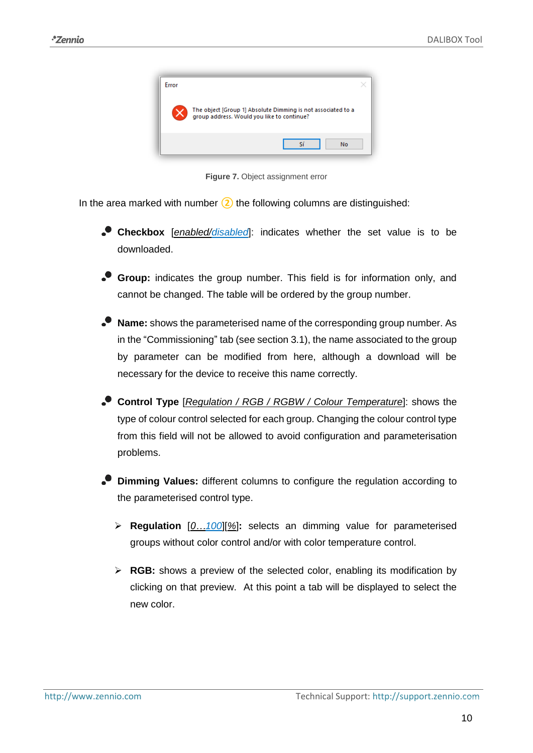**Figure 7.** Object assignment error

In the area marked with number ② the following columns are distinguished:

- **Checkbox** [*enabled/disabled*]: indicates whether the set value is to be downloaded.
- **Group:** indicates the group number. This field is for information only, and cannot be changed. The table will be ordered by the group number.
- **Name:** shows the parameterised name of the corresponding group number. As in the "Commissioning" tab (see section 3.1), the name associated to the group by parameter can be modified from here, although a download will be necessary for the device to receive this name correctly.
- **Control Type** [*Regulation / RGB / RGBW / Colour Temperature*]: shows the type of colour control selected for each group. Changing the colour control type from this field will not be allowed to avoid configuration and parameterisation problems.
- **Dimming Values:** different columns to configure the regulation according to the parameterised control type.
  - **Regulation** [*0…100*][*%*]**:** selects an dimming value for parameterised groups without color control and/or with color temperature control.
  - **RGB:** shows a preview of the selected color, enabling its modification by clicking on that preview. At this point a tab will be displayed to select the new color.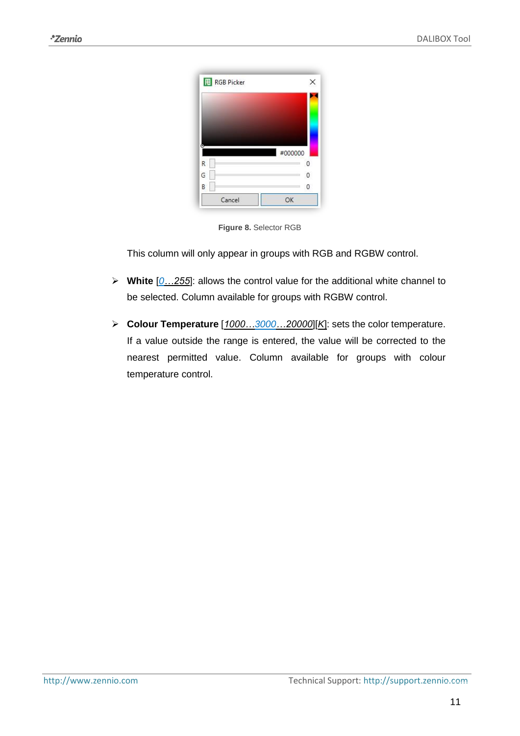**Figure 8.** Selector RGB

This column will only appear in groups with RGB and RGBW control.

- **White** [_0…255_]: allows the control value for the additional white channel to be selected. Column available for groups with RGBW control.
- **Colour Temperature** [_1000…3000…20000_][_K_]: sets the color temperature. If a value outside the range is entered, the value will be corrected to the nearest permitted value. Column available for groups with colour temperature control.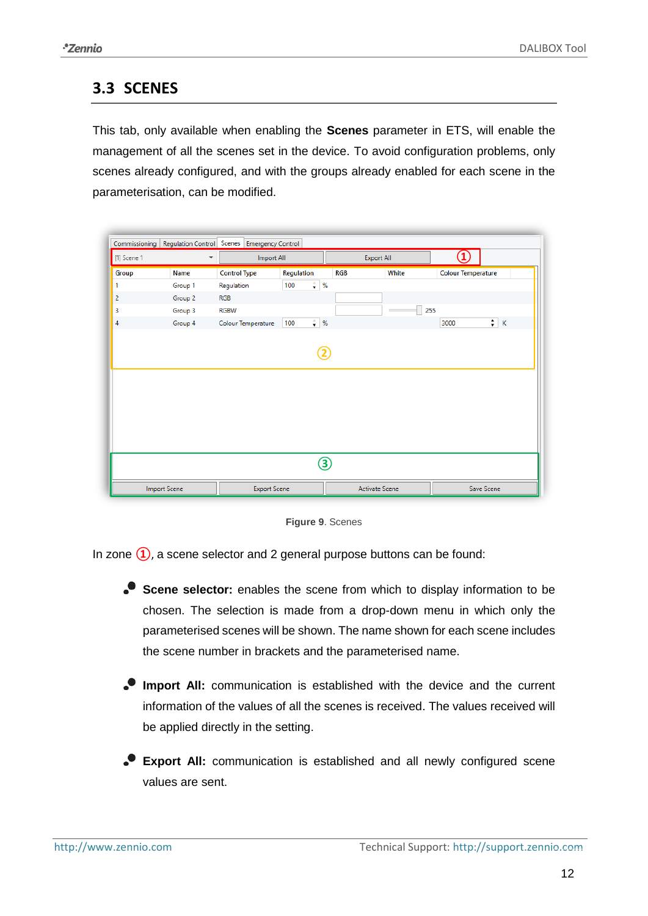## 3.3 SCENES

This tab, only available when enabling the **Scenes** parameter in ETS, will enable the management of all the scenes set in the device. To avoid configuration problems, only scenes already configured, and with the groups already enabled for each scene in the parameterisation, can be modified.

Figure 9. Scenes

In zone ①, a scene selector and 2 general purpose buttons can be found:

- **Scene selector:** enables the scene from which to display information to be chosen. The selection is made from a drop-down menu in which only the parameterised scenes will be shown. The name shown for each scene includes the scene number in brackets and the parameterised name.

- **Import All:** communication is established with the device and the current information of the values of all the scenes is received. The values received will be applied directly in the setting.

- **Export All:** communication is established and all newly configured scene values are sent.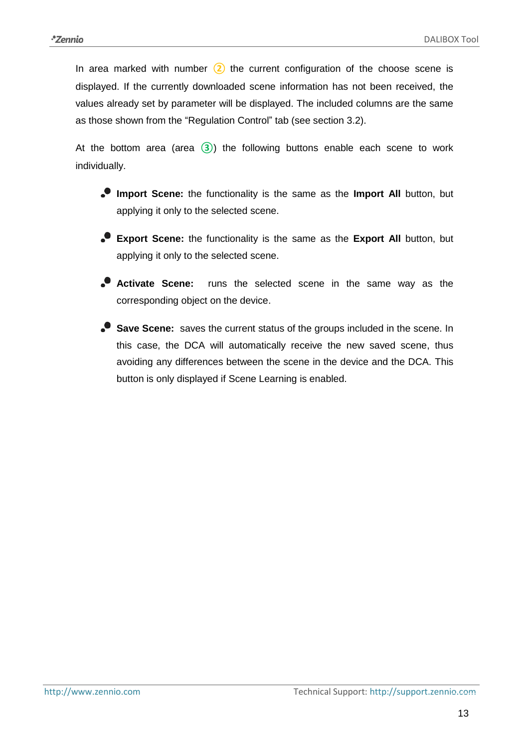In area marked with number ② the current configuration of the choose scene is displayed. If the currently downloaded scene information has not been received, the values already set by parameter will be displayed. The included columns are the same as those shown from the "Regulation Control" tab (see section 3.2).

At the bottom area (area ③) the following buttons enable each scene to work individually.

- **Import Scene:** the functionality is the same as the **Import All** button, but applying it only to the selected scene.
- **Export Scene:** the functionality is the same as the **Export All** button, but applying it only to the selected scene.
- **Activate Scene:** runs the selected scene in the same way as the corresponding object on the device.
- **Save Scene:** saves the current status of the groups included in the scene. In this case, the DCA will automatically receive the new saved scene, thus avoiding any differences between the scene in the device and the DCA. This button is only displayed if Scene Learning is enabled.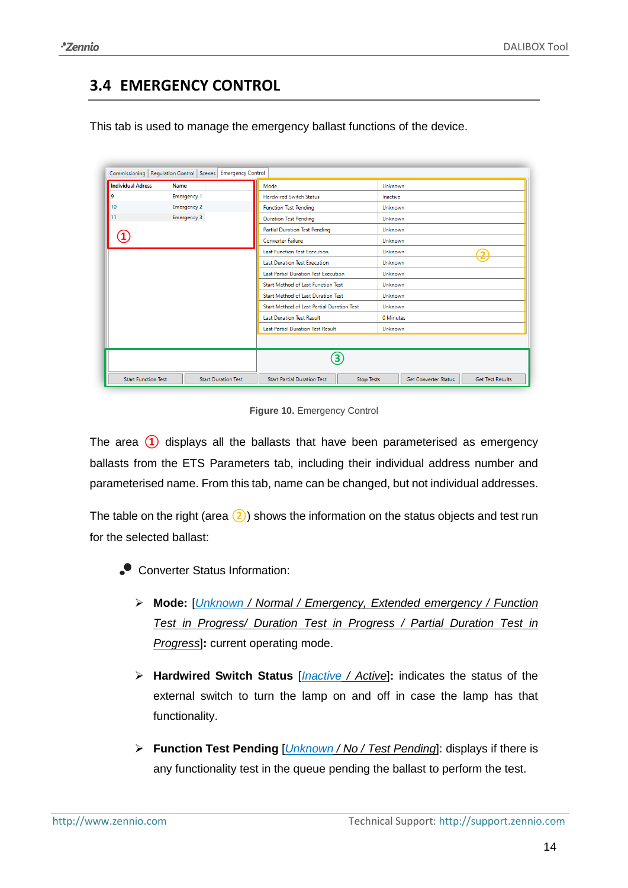## 3.4 EMERGENCY CONTROL

This tab is used to manage the emergency ballast functions of the device.

Figure 10. Emergency Control

The area ① displays all the ballasts that have been parameterised as emergency ballasts from the ETS Parameters tab, including their individual address number and parameterised name. From this tab, name can be changed, but not individual addresses.

The table on the right (area ②) shows the information on the status objects and test run for the selected ballast:

- Converter Status Information:
  - **Mode:** [*Unknown / Normal / Emergency, Extended emergency / Function Test in Progress/ Duration Test in Progress / Partial Duration Test in Progress*]**:** current operating mode.
  - **Hardwired Switch Status** [*Inactive / Active*]**:** indicates the status of the external switch to turn the lamp on and off in case the lamp has that functionality.
  - **Function Test Pending** [*Unknown / No / Test Pending*]: displays if there is any functionality test in the queue pending the ballast to perform the test.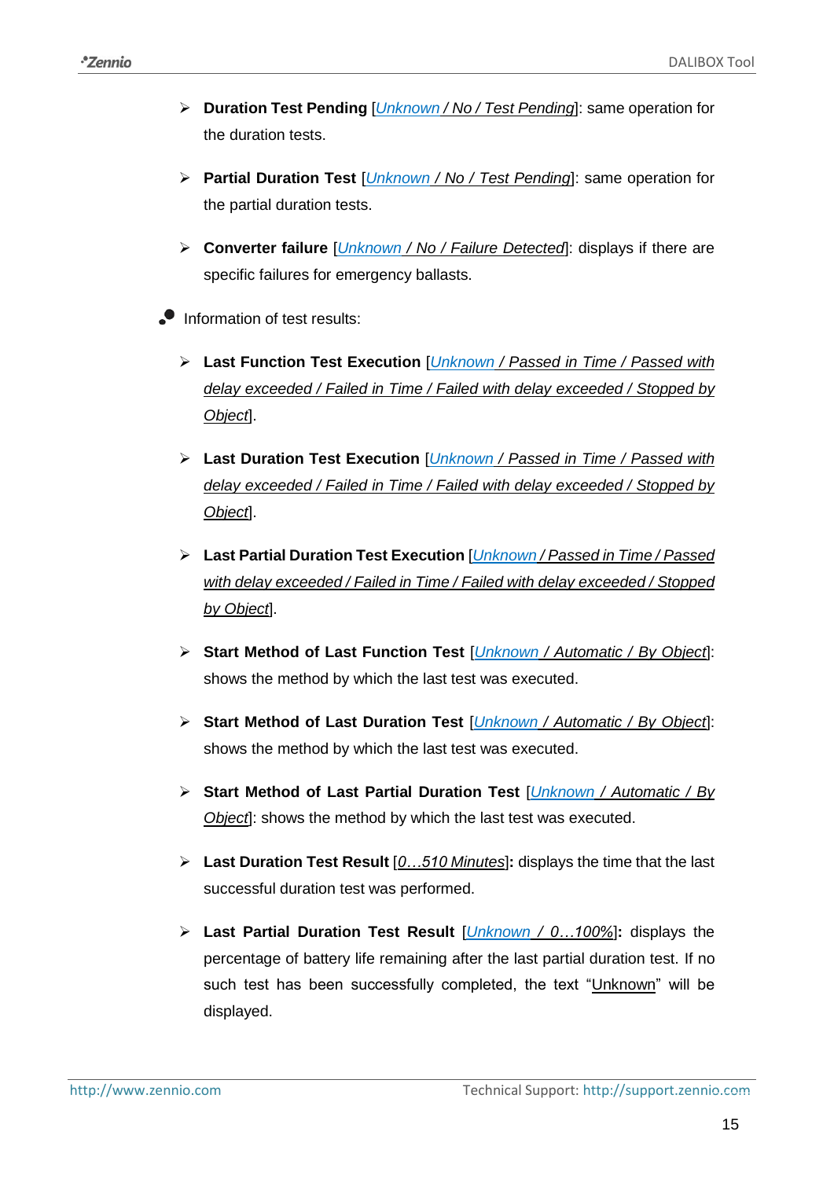- **Duration Test Pending** [*Unknown / No / Test Pending*]: same operation for the duration tests.

- **Partial Duration Test** [*Unknown / No / Test Pending*]: same operation for the partial duration tests.

- **Converter failure** [*Unknown / No / Failure Detected*]: displays if there are specific failures for emergency ballasts.

- Information of test results:

  - **Last Function Test Execution** [*Unknown / Passed in Time / Passed with delay exceeded / Failed in Time / Failed with delay exceeded / Stopped by Object*].

  - **Last Duration Test Execution** [*Unknown / Passed in Time / Passed with delay exceeded / Failed in Time / Failed with delay exceeded / Stopped by Object*].

  - **Last Partial Duration Test Execution** [*Unknown / Passed in Time / Passed with delay exceeded / Failed in Time / Failed with delay exceeded / Stopped by Object*].

  - **Start Method of Last Function Test** [*Unknown / Automatic / By Object*]: shows the method by which the last test was executed.

  - **Start Method of Last Duration Test** [*Unknown / Automatic / By Object*]: shows the method by which the last test was executed.

  - **Start Method of Last Partial Duration Test** [*Unknown / Automatic / By Object*]: shows the method by which the last test was executed.

  - **Last Duration Test Result** [*0…510 Minutes*]**:** displays the time that the last successful duration test was performed.

  - **Last Partial Duration Test Result** [*Unknown / 0…100%*]**:** displays the percentage of battery life remaining after the last partial duration test. If no such test has been successfully completed, the text "Unknown" will be displayed.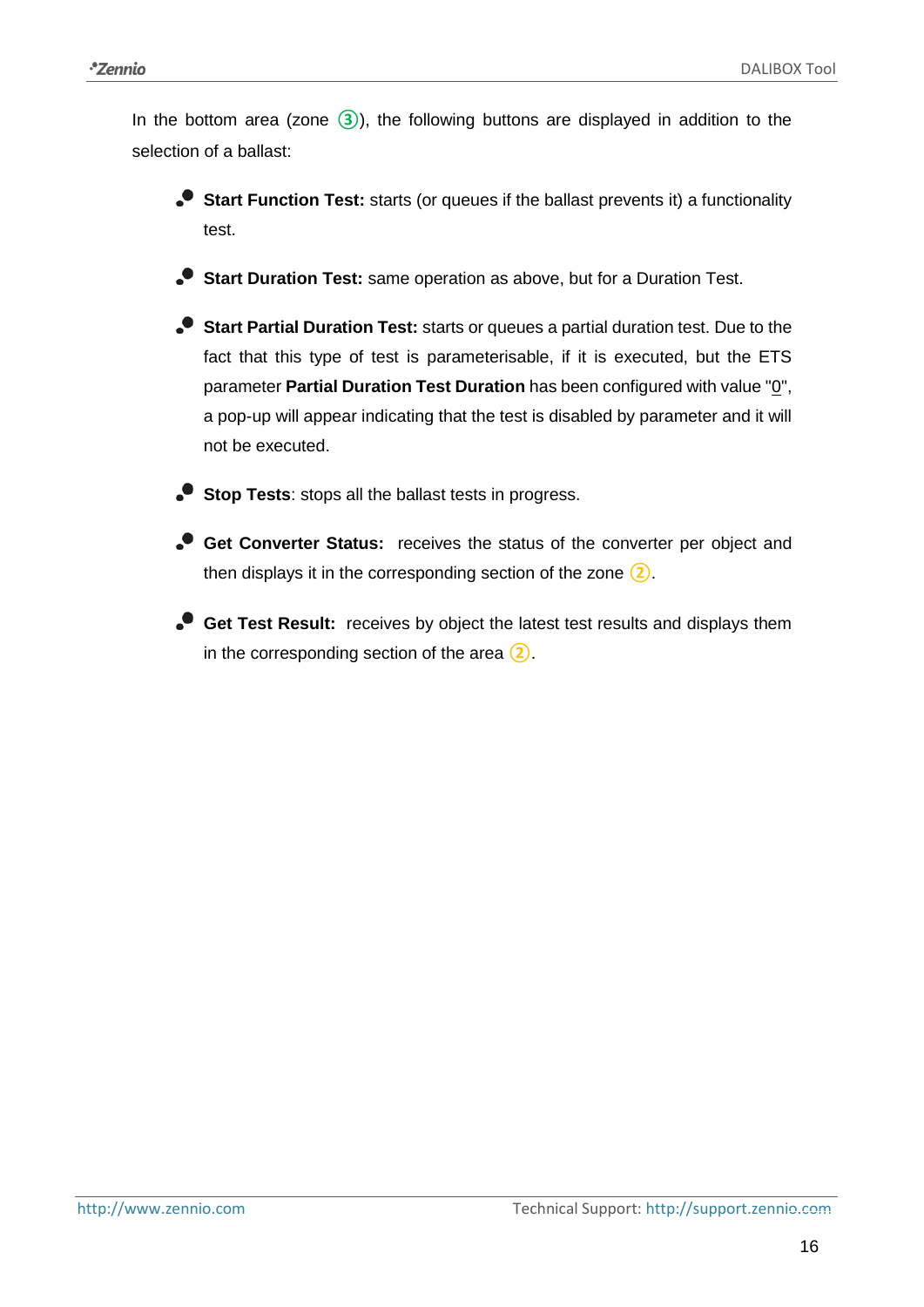In the bottom area (zone ③), the following buttons are displayed in addition to the selection of a ballast:

- **Start Function Test:** starts (or queues if the ballast prevents it) a functionality test.
- **Start Duration Test:** same operation as above, but for a Duration Test.
- **Start Partial Duration Test:** starts or queues a partial duration test. Due to the fact that this type of test is parameterisable, if it is executed, but the ETS parameter **Partial Duration Test Duration** has been configured with value "0", a pop-up will appear indicating that the test is disabled by parameter and it will not be executed.
- **Stop Tests**: stops all the ballast tests in progress.
- **Get Converter Status:** receives the status of the converter per object and then displays it in the corresponding section of the zone ②.
- **Get Test Result:** receives by object the latest test results and displays them in the corresponding section of the area ②.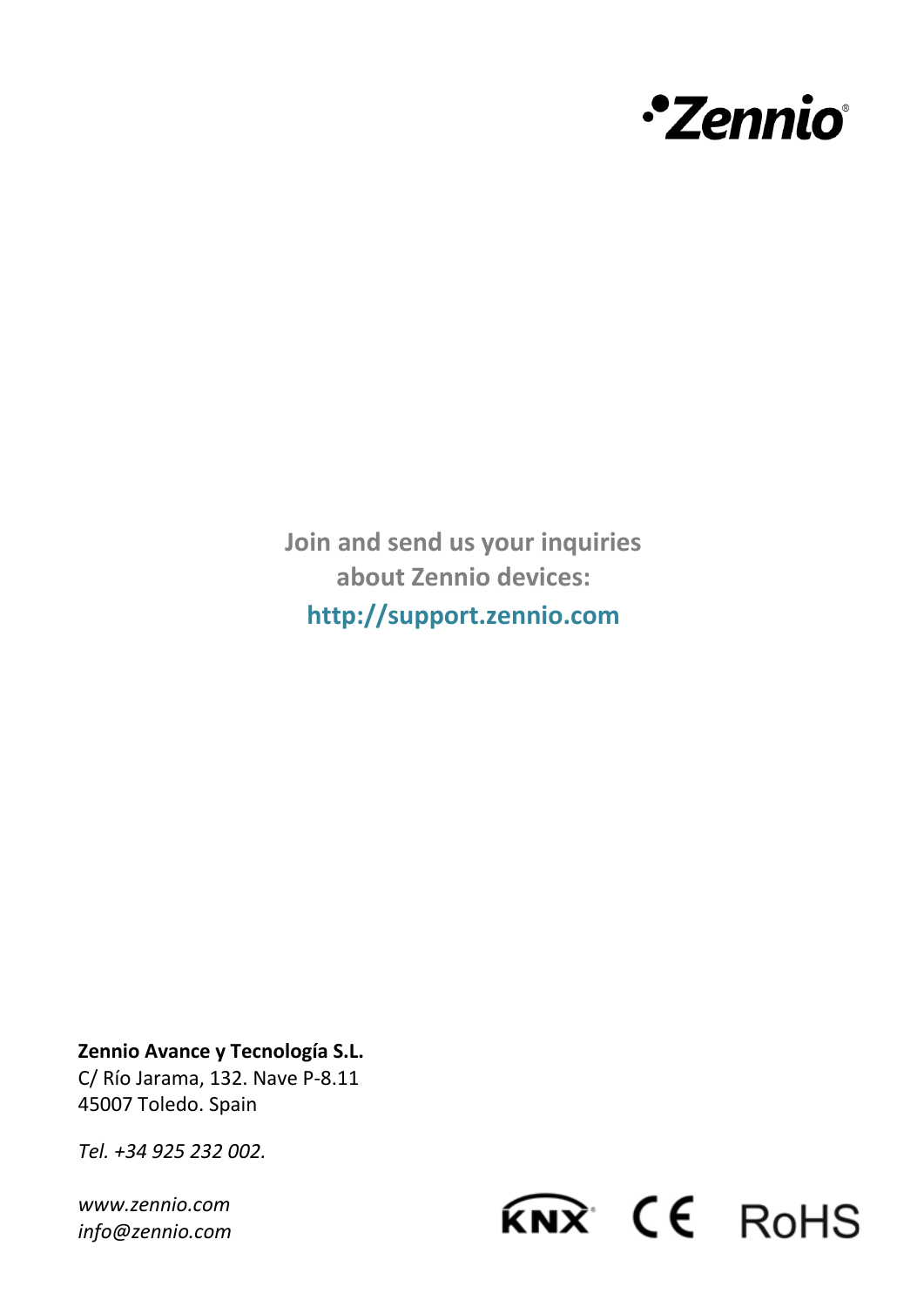Join and send us your inquiries
about Zennio devices:
http://support.zennio.com

**Zennio Avance y Tecnología S.L.**
C/ Río Jarama, 132. Nave P-8.11
45007 Toledo. Spain

*Tel. +34 925 232 002.*

*www.zennio.com*
*info@zennio.com*